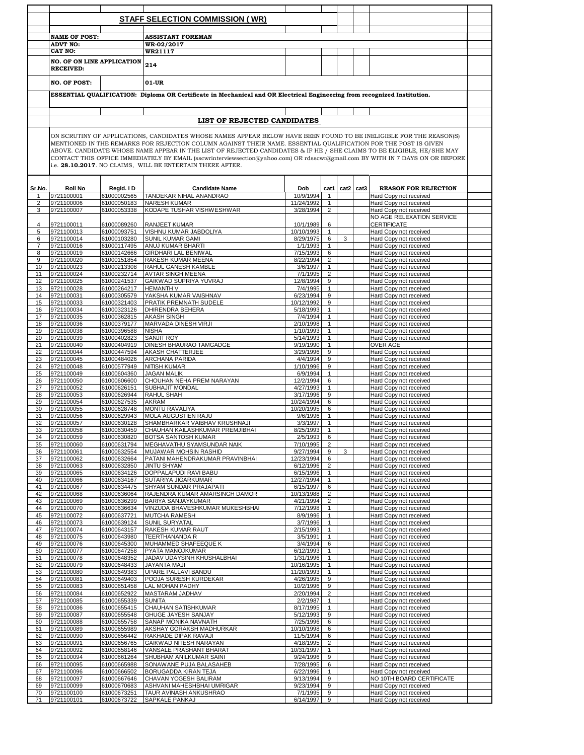## STAFF SELECTION COMMISSION ( WR)

**NAME OF POST:** **ASSISTANT FOREMAN**
**ADVT NO:** **WR-02/2017**
**CAT NO:** **WR21117**
**NO. OF ON LINE APPLICATION RECEIVED:** **214**

**NO. OF POST:** **01-UR**

**ESSENTIAL QUALIFICATION: Diploma OR Certificate in Mechanical and OR Electrical Engineering from recognized Institution.**

## LIST OF REJECTED CANDIDATES

ON SCRUTINY OF APPLICATIONS, CANDIDATES WHOSE NAMES APPEAR BELOW HAVE BEEN FOUND TO BE INELIGIBLE FOR THE REASON(S) MENTIONED IN THE REMARKS FOR REJECTION COLUMN AGAINST THEIR NAME. ESSENTIAL QUALIFICATION FOR THE POST IS GIVEN ABOVE. CANDIDATE WHOSE NAME APPEAR IN THE LIST OF REJECTED CANDIDATES & IF HE / SHE CLAIMS TO BE ELIGIBLE, HE/SHE MAY CONTACT THIS OFFICE IMMEDIATELY BY EMAIL (sscwrinterviewsection@yahoo.com) OR rdsscwr@gmail.com BY WITH IN 7 DAYS ON OR BEFORE i.e. **28.10.2017**. NO CLAIMS, WILL BE ENTERTAIN THERE AFTER.

| Sr.No. | Roll No | Regid. I D | Candidate Name | Dob | cat1 | cat2 | cat3 | REASON FOR REJECTION |
|---|---|---|---|---|---|---|---|---|
| 1 | 9721100001 | 61000002565 | TANDEKAR NIHAL ANANDRAO | 10/9/1994 | 1 | | | Hard Copy not received |
| 2 | 9721100006 | 61000050183 | NARESH KUMAR | 11/24/1992 | 1 | | | Hard Copy not received |
| 3 | 9721100007 | 61000053338 | KODAPE TUSHAR VISHWESHWAR | 3/28/1994 | 2 | | | Hard Copy not received |
| 4 | 9721100011 | 61000089260 | RANJEET KUMAR | 10/1/1989 | 6 | | | NO AGE RELEXATION SERVICE CERTIFICATE |
| 5 | 9721100013 | 61000093751 | VISHNU KUMAR JABDOLIYA | 10/10/1993 | 1 | | | Hard Copy not received |
| 6 | 9721100014 | 61000103280 | SUNIL KUMAR GAMI | 8/29/1975 | 6 | 3 | | Hard Copy not received |
| 7 | 9721100016 | 61000117495 | ANUJ KUMAR BHARTI | 1/1/1993 | 1 | | | Hard Copy not received |
| 8 | 9721100019 | 61000142666 | GIRDHARI LAL BENIWAL | 7/15/1993 | 6 | | | Hard Copy not received |
| 9 | 9721100020 | 61000151854 | RAKESH KUMAR MEENA | 8/22/1994 | 2 | | | Hard Copy not received |
| 10 | 9721100023 | 61000213308 | RAHUL GANESH KAMBLE | 3/6/1997 | 1 | | | Hard Copy not received |
| 11 | 9721100024 | 61000232714 | AVTAR SINGH MEENA | 7/1/1995 | 2 | | | Hard Copy not received |
| 12 | 9721100025 | 61000241537 | GAIKWAD SUPRIYA YUVRAJ | 12/8/1994 | 9 | | | Hard Copy not received |
| 13 | 9721100028 | 61000264217 | HEMANTH V | 7/4/1995 | 1 | | | Hard Copy not received |
| 14 | 9721100031 | 61000305579 | YAKSHA KUMAR VAISHNAV | 6/23/1994 | 9 | | | Hard Copy not received |
| 15 | 9721100033 | 61000321403 | PRATIK PREMNATH SUDELE | 10/12/1992 | 9 | | | Hard Copy not received |
| 16 | 9721100034 | 61000323126 | DHIRENDRA BEHERA | 5/18/1993 | 1 | | | Hard Copy not received |
| 17 | 9721100035 | 61000362815 | AKASH SINGH | 7/4/1994 | 1 | | | Hard Copy not received |
| 18 | 9721100036 | 61000379177 | MARVADA DINESH VIRJI | 2/10/1998 | 1 | | | Hard Copy not received |
| 19 | 9721100038 | 61000396588 | NISHA | 1/10/1993 | 1 | | | Hard Copy not received |
| 20 | 9721100039 | 61000402823 | SANJIT ROY | 5/14/1993 | 1 | | | Hard Copy not received |
| 21 | 9721100040 | 61000404919 | DINESH BHAURAO TAMGADGE | 9/19/1990 | 1 | | | OVER AGE |
| 22 | 9721100044 | 61000447594 | AKASH CHATTERJEE | 3/29/1996 | 9 | | | Hard Copy not received |
| 23 | 9721100045 | 61000484026 | ARCHANA PARIDA | 4/4/1994 | 9 | | | Hard Copy not received |
| 24 | 9721100048 | 61000577949 | NITISH KUMAR | 1/10/1996 | 9 | | | Hard Copy not received |
| 25 | 9721100049 | 61000604360 | JAGAN MALIK | 6/9/1994 | 1 | | | Hard Copy not received |
| 26 | 9721100050 | 61000606600 | CHOUHAN NEHA PREM NARAYAN | 12/2/1994 | 6 | | | Hard Copy not received |
| 27 | 9721100052 | 61000626151 | SUBHAJIT MONDAL | 4/27/1993 | 1 | | | Hard Copy not received |
| 28 | 9721100053 | 61000626944 | RAHUL SHAH | 3/17/1996 | 9 | | | Hard Copy not received |
| 29 | 9721100054 | 61000627535 | AKRAM | 10/24/1994 | 6 | | | Hard Copy not received |
| 30 | 9721100055 | 61000628748 | MONTU RAVALIYA | 10/20/1995 | 6 | | | Hard Copy not received |
| 31 | 9721100056 | 61000629943 | MOLA AUGUSTIEN RAJU | 9/6/1996 | 1 | | | Hard Copy not received |
| 32 | 9721100057 | 61000630128 | SHAMBHARKAR VAIBHAV KRUSHNAJI | 3/3/1997 | 1 | | | Hard Copy not received |
| 33 | 9721100058 | 61000630459 | CHAUHAN KAILASHKUMAR PREMJIBHAI | 8/25/1993 | 1 | | | Hard Copy not received |
| 34 | 9721100059 | 61000630820 | BOTSA SANTOSH KUMAR | 2/5/1993 | 6 | | | Hard Copy not received |
| 35 | 9721100060 | 61000631794 | MEGHAVATHU SYAMSUNDAR NAIK | 7/10/1995 | 2 | | | Hard Copy not received |
| 36 | 9721100061 | 61000632554 | MUJAWAR MOHSIN RASHID | 9/27/1994 | 9 | 3 | | Hard Copy not received |
| 37 | 9721100062 | 61000632664 | PATANI MAHENDRAKUMAR PRAVINBHAI | 12/23/1994 | 6 | | | Hard Copy not received |
| 38 | 9721100063 | 61000632850 | JINTU SHYAM | 6/12/1996 | 2 | | | Hard Copy not received |
| 39 | 9721100065 | 61000634126 | DOPPALAPUDI RAVI BABU | 6/15/1996 | 1 | | | Hard Copy not received |
| 40 | 9721100066 | 61000634167 | SUTARIYA JIGARKUMAR | 12/27/1994 | 1 | | | Hard Copy not received |
| 41 | 9721100067 | 61000634475 | SHYAM SUNDAR PRAJAPATI | 6/15/1997 | 6 | | | Hard Copy not received |
| 42 | 9721100068 | 61000636064 | RAJENDRA KUMAR AMARSINGH DAMOR | 10/13/1988 | 2 | | | Hard Copy not received |
| 43 | 9721100069 | 61000636299 | BARIYA SANJAYKUMAR | 4/21/1994 | 2 | | | Hard Copy not received |
| 44 | 9721100070 | 61000636634 | VINZUDA BHAVESHKUMAR MUKESHBHAI | 7/12/1998 | 1 | | | Hard Copy not received |
| 45 | 9721100072 | 61000637721 | MUTCHA RAMESH | 8/9/1996 | 1 | | | Hard Copy not received |
| 46 | 9721100073 | 61000639124 | SUNIL SURYATAL | 3/7/1996 | 1 | | | Hard Copy not received |
| 47 | 9721100074 | 61000643157 | RAKESH KUMAR RAUT | 2/15/1993 | 1 | | | Hard Copy not received |
| 48 | 9721100075 | 61000643980 | TEERTHANANDA R | 3/5/1991 | 1 | | | Hard Copy not received |
| 49 | 9721100076 | 61000645300 | MUHAMMED SHAFEEQUE K | 3/4/1994 | 6 | | | Hard Copy not received |
| 50 | 9721100077 | 61000647258 | PYATA MANOJKUMAR | 6/12/1993 | 1 | | | Hard Copy not received |
| 51 | 9721100078 | 61000648352 | JADAV UDAYSINH KHUSHALBHAI | 1/31/1996 | 1 | | | Hard Copy not received |
| 52 | 9721100079 | 61000648433 | JAYANTA MAJI | 10/16/1995 | 1 | | | Hard Copy not received |
| 53 | 9721100080 | 61000649383 | UPARE PALLAVI BANDU | 11/20/1993 | 1 | | | Hard Copy not received |
| 54 | 9721100081 | 61000649403 | POOJA SURESH KURDEKAR | 4/26/1995 | 9 | | | Hard Copy not received |
| 55 | 9721100083 | 61000651458 | LAL MOHAN PADHY | 10/2/1996 | 9 | | | Hard Copy not received |
| 56 | 9721100084 | 61000652922 | MASTARAM JADHAV | 2/20/1994 | 2 | | | Hard Copy not received |
| 57 | 9721100085 | 61000655339 | SUNITA | 2/2/1987 | 1 | | | Hard Copy not received |
| 58 | 9721100086 | 61000655415 | CHAUHAN SATISHKUMAR | 8/17/1995 | 1 | | | Hard Copy not received |
| 59 | 9721100087 | 61000655548 | GHUGE JAYESH SANJAY | 5/12/1993 | 9 | | | Hard Copy not received |
| 60 | 9721100088 | 61000655758 | SANAP MONIKA NAVNATH | 7/25/1996 | 6 | | | Hard Copy not received |
| 61 | 9721100089 | 61000655989 | AKSHAY GORAKSH MADHURKAR | 10/10/1998 | 6 | | | Hard Copy not received |
| 62 | 9721100090 | 61000656442 | RAKHADE DIPAK RAVAJI | 11/5/1994 | 6 | | | Hard Copy not received |
| 63 | 9721100091 | 61000656765 | GAIKWAD NITESH NARAYAN | 4/18/1995 | 2 | | | Hard Copy not received |
| 64 | 9721100092 | 61000658146 | VANSALE PRASHANT BHARAT | 10/31/1997 | 1 | | | Hard Copy not received |
| 65 | 9721100094 | 61000661264 | SHUBHAM ANILKUMAR SAINI | 9/24/1996 | 9 | | | Hard Copy not received |
| 66 | 9721100095 | 61000665988 | SONAWANE PUJA BALASAHEB | 7/28/1995 | 6 | | | Hard Copy not received |
| 67 | 9721100096 | 61000666502 | BORUGADDA KIRAN TEJA | 6/22/1996 | 1 | | | Hard Copy not received |
| 68 | 9721100097 | 61000667646 | CHAVAN YOGESH BALIRAM | 9/13/1994 | 9 | | | NO 10TH BOARD CERTIFICATE |
| 69 | 9721100099 | 61000670683 | ASHVANI MAHESHBHAI UMRIGAR | 9/23/1994 | 9 | | | Hard Copy not received |
| 70 | 9721100100 | 61000673251 | TAUR AVINASH ANKUSHRAO | 7/1/1995 | 9 | | | Hard Copy not received |
| 71 | 9721100101 | 61000673722 | SAPKALE PANKAJ | 6/14/1997 | 9 | | | Hard Copy not received |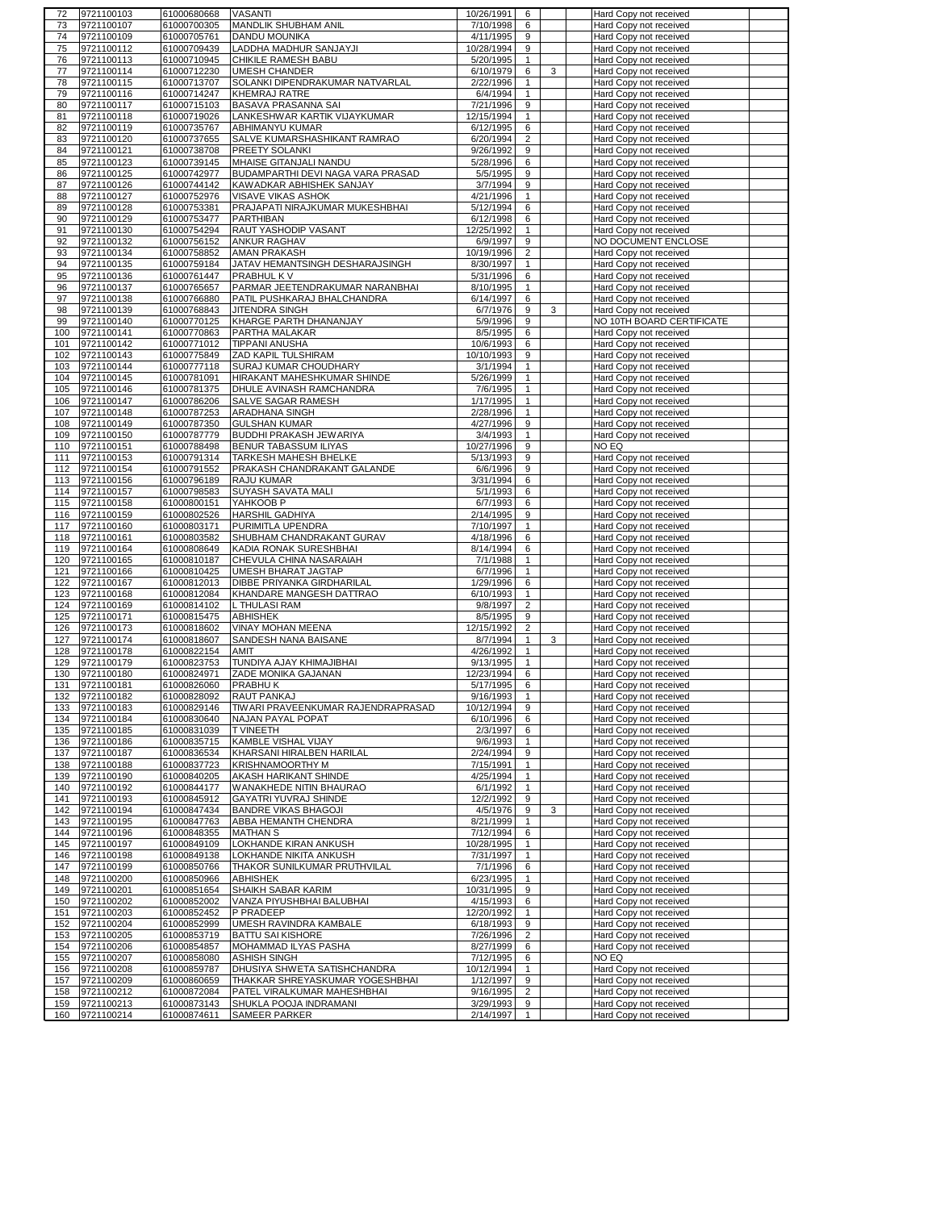| | | | | | | | | | |
|---|---|---|---|---|---|---|---|---|---|
| 72 | 9721100103 | 61000680668 | VASANTI | 10/26/1991 | 6 | | | Hard Copy not received | |
| 73 | 9721100107 | 61000700305 | MANDLIK SHUBHAM ANIL | 7/10/1998 | 6 | | | Hard Copy not received | |
| 74 | 9721100109 | 61000705761 | DANDU MOUNIKA | 4/11/1995 | 9 | | | Hard Copy not received | |
| 75 | 9721100112 | 61000709439 | LADDHA MADHUR SANJAYJI | 10/28/1994 | 9 | | | Hard Copy not received | |
| 76 | 9721100113 | 61000710945 | CHIKILE RAMESH BABU | 5/20/1995 | 1 | | | Hard Copy not received | |
| 77 | 9721100114 | 61000712230 | UMESH CHANDER | 6/10/1979 | 6 | 3 | | Hard Copy not received | |
| 78 | 9721100115 | 61000713707 | SOLANKI DIPENDRAKUMAR NATVARLAL | 2/22/1996 | 1 | | | Hard Copy not received | |
| 79 | 9721100116 | 61000714247 | KHEMRAJ RATRE | 6/4/1994 | 1 | | | Hard Copy not received | |
| 80 | 9721100117 | 61000715103 | BASAVA PRASANNA SAI | 7/21/1996 | 9 | | | Hard Copy not received | |
| 81 | 9721100118 | 61000719026 | LANKESHWAR KARTIK VIJAYKUMAR | 12/15/1994 | 1 | | | Hard Copy not received | |
| 82 | 9721100119 | 61000735767 | ABHIMANYU KUMAR | 6/12/1995 | 6 | | | Hard Copy not received | |
| 83 | 9721100120 | 61000737655 | SALVE KUMARSHASHIKANT RAMRAO | 6/20/1994 | 2 | | | Hard Copy not received | |
| 84 | 9721100121 | 61000738708 | PREETY SOLANKI | 9/26/1992 | 9 | | | Hard Copy not received | |
| 85 | 9721100123 | 61000739145 | MHAISE GITANJALI NANDU | 5/28/1996 | 6 | | | Hard Copy not received | |
| 86 | 9721100125 | 61000742977 | BUDAMPARTHI DEVI NAGA VARA PRASAD | 5/5/1995 | 9 | | | Hard Copy not received | |
| 87 | 9721100126 | 61000744142 | KAWADKAR ABHISHEK SANJAY | 3/7/1994 | 9 | | | Hard Copy not received | |
| 88 | 9721100127 | 61000752976 | VISAVE VIKAS ASHOK | 4/21/1996 | 1 | | | Hard Copy not received | |
| 89 | 9721100128 | 61000753381 | PRAJAPATI NIRAJKUMAR MUKESHBHAI | 5/12/1994 | 6 | | | Hard Copy not received | |
| 90 | 9721100129 | 61000753477 | PARTHIBAN | 6/12/1998 | 6 | | | Hard Copy not received | |
| 91 | 9721100130 | 61000754294 | RAUT YASHODIP VASANT | 12/25/1992 | 1 | | | Hard Copy not received | |
| 92 | 9721100132 | 61000756152 | ANKUR RAGHAV | 6/9/1997 | 9 | | | NO DOCUMENT ENCLOSE | |
| 93 | 9721100134 | 61000758852 | AMAN PRAKASH | 10/19/1996 | 2 | | | Hard Copy not received | |
| 94 | 9721100135 | 61000759184 | JATAV HEMANTSINGH DESHARAJSINGH | 8/30/1997 | 1 | | | Hard Copy not received | |
| 95 | 9721100136 | 61000761447 | PRABHUL K V | 5/31/1996 | 6 | | | Hard Copy not received | |
| 96 | 9721100137 | 61000765657 | PARMAR JEETENDRAKUMAR NARANBHAI | 8/10/1995 | 1 | | | Hard Copy not received | |
| 97 | 9721100138 | 61000766880 | PATIL PUSHKARAJ BHALCHANDRA | 6/14/1997 | 6 | | | Hard Copy not received | |
| 98 | 9721100139 | 61000768843 | JITENDRA SINGH | 6/7/1976 | 9 | 3 | | Hard Copy not received | |
| 99 | 9721100140 | 61000770125 | KHARGE PARTH DHANANJAY | 5/9/1996 | 9 | | | NO 10TH BOARD CERTIFICATE | |
| 100 | 9721100141 | 61000770863 | PARTHA MALAKAR | 8/5/1995 | 6 | | | Hard Copy not received | |
| 101 | 9721100142 | 61000771012 | TIPPANI ANUSHA | 10/6/1993 | 6 | | | Hard Copy not received | |
| 102 | 9721100143 | 61000775849 | ZAD KAPIL TULSHIRAM | 10/10/1993 | 9 | | | Hard Copy not received | |
| 103 | 9721100144 | 61000777118 | SURAJ KUMAR CHOUDHARY | 3/1/1994 | 1 | | | Hard Copy not received | |
| 104 | 9721100145 | 61000781091 | HIRAKANT MAHESHKUMAR SHINDE | 5/26/1999 | 1 | | | Hard Copy not received | |
| 105 | 9721100146 | 61000781375 | DHULE AVINASH RAMCHANDRA | 7/6/1995 | 1 | | | Hard Copy not received | |
| 106 | 9721100147 | 61000786206 | SALVE SAGAR RAMESH | 1/17/1995 | 1 | | | Hard Copy not received | |
| 107 | 9721100148 | 61000787253 | ARADHANA SINGH | 2/28/1996 | 1 | | | Hard Copy not received | |
| 108 | 9721100149 | 61000787350 | GULSHAN KUMAR | 4/27/1996 | 9 | | | Hard Copy not received | |
| 109 | 9721100150 | 61000787779 | BUDDHI PRAKASH JEWARIYA | 3/4/1993 | 1 | | | Hard Copy not received | |
| 110 | 9721100151 | 61000788498 | BENUR TABASSUM ILIYAS | 10/27/1996 | 9 | | | NO EQ | |
| 111 | 9721100153 | 61000791314 | TARKESH MAHESH BHELKE | 5/13/1993 | 9 | | | Hard Copy not received | |
| 112 | 9721100154 | 61000791552 | PRAKASH CHANDRAKANT GALANDE | 6/6/1996 | 9 | | | Hard Copy not received | |
| 113 | 9721100156 | 61000796189 | RAJU KUMAR | 3/31/1994 | 6 | | | Hard Copy not received | |
| 114 | 9721100157 | 61000798583 | SUYASH SAVATA MALI | 5/1/1993 | 6 | | | Hard Copy not received | |
| 115 | 9721100158 | 61000800151 | YAHKOOB P | 6/7/1993 | 6 | | | Hard Copy not received | |
| 116 | 9721100159 | 61000802526 | HARSHIL GADHIYA | 2/14/1995 | 9 | | | Hard Copy not received | |
| 117 | 9721100160 | 61000803171 | PURIMITLA UPENDRA | 7/10/1997 | 1 | | | Hard Copy not received | |
| 118 | 9721100161 | 61000803582 | SHUBHAM CHANDRAKANT GURAV | 4/18/1996 | 6 | | | Hard Copy not received | |
| 119 | 9721100164 | 61000808649 | KADIA RONAK SURESHBHAI | 8/14/1994 | 6 | | | Hard Copy not received | |
| 120 | 9721100165 | 61000810187 | CHEVULA CHINA NASARAIAH | 7/1/1988 | 1 | | | Hard Copy not received | |
| 121 | 9721100166 | 61000810425 | UMESH BHARAT JAGTAP | 6/7/1996 | 1 | | | Hard Copy not received | |
| 122 | 9721100167 | 61000812013 | DIBBE PRIYANKA GIRDHARILAL | 1/29/1996 | 6 | | | Hard Copy not received | |
| 123 | 9721100168 | 61000812084 | KHANDARE MANGESH DATTRAO | 6/10/1993 | 1 | | | Hard Copy not received | |
| 124 | 9721100169 | 61000814102 | L THULASI RAM | 9/8/1997 | 2 | | | Hard Copy not received | |
| 125 | 9721100171 | 61000815475 | ABHISHEK | 8/5/1995 | 9 | | | Hard Copy not received | |
| 126 | 9721100173 | 61000818602 | VINAY MOHAN MEENA | 12/15/1992 | 2 | | | Hard Copy not received | |
| 127 | 9721100174 | 61000818607 | SANDESH NANA BAISANE | 8/7/1994 | 1 | 3 | | Hard Copy not received | |
| 128 | 9721100178 | 61000822154 | AMIT | 4/26/1992 | 1 | | | Hard Copy not received | |
| 129 | 9721100179 | 61000823753 | TUNDIYA AJAY KHIMAJIBHAI | 9/13/1995 | 1 | | | Hard Copy not received | |
| 130 | 9721100180 | 61000824971 | ZADE MONIKA GAJANAN | 12/23/1994 | 6 | | | Hard Copy not received | |
| 131 | 9721100181 | 61000826060 | PRABHU K | 5/17/1995 | 6 | | | Hard Copy not received | |
| 132 | 9721100182 | 61000828092 | RAUT PANKAJ | 9/16/1993 | 1 | | | Hard Copy not received | |
| 133 | 9721100183 | 61000829146 | TIWARI PRAVEENKUMAR RAJENDRAPRASAD | 10/12/1994 | 9 | | | Hard Copy not received | |
| 134 | 9721100184 | 61000830640 | NAJAN PAYAL POPAT | 6/10/1996 | 6 | | | Hard Copy not received | |
| 135 | 9721100185 | 61000831039 | T VINEETH | 2/3/1997 | 6 | | | Hard Copy not received | |
| 136 | 9721100186 | 61000835715 | KAMBLE VISHAL VIJAY | 9/6/1993 | 1 | | | Hard Copy not received | |
| 137 | 9721100187 | 61000836534 | KHARSANI HIRALBEN HARILAL | 2/24/1994 | 9 | | | Hard Copy not received | |
| 138 | 9721100188 | 61000837723 | KRISHNAMOORTHY M | 7/15/1991 | 1 | | | Hard Copy not received | |
| 139 | 9721100190 | 61000840205 | AKASH HARIKANT SHINDE | 4/25/1994 | 1 | | | Hard Copy not received | |
| 140 | 9721100192 | 61000844177 | WANAKHEDE NITIN BHAURAO | 6/1/1992 | 1 | | | Hard Copy not received | |
| 141 | 9721100193 | 61000845912 | GAYATRI YUVRAJ SHINDE | 12/2/1992 | 9 | | | Hard Copy not received | |
| 142 | 9721100194 | 61000847434 | BANDRE VIKAS BHAGOJI | 4/5/1976 | 9 | 3 | | Hard Copy not received | |
| 143 | 9721100195 | 61000847763 | ABBA HEMANTH CHENDRA | 8/21/1999 | 1 | | | Hard Copy not received | |
| 144 | 9721100196 | 61000848355 | MATHAN S | 7/12/1994 | 6 | | | Hard Copy not received | |
| 145 | 9721100197 | 61000849109 | LOKHANDE KIRAN ANKUSH | 10/28/1995 | 1 | | | Hard Copy not received | |
| 146 | 9721100198 | 61000849138 | LOKHANDE NIKITA ANKUSH | 7/31/1997 | 1 | | | Hard Copy not received | |
| 147 | 9721100199 | 61000850766 | THAKOR SUNILKUMAR PRUTHVILAL | 7/1/1996 | 6 | | | Hard Copy not received | |
| 148 | 9721100200 | 61000850966 | ABHISHEK | 6/23/1995 | 1 | | | Hard Copy not received | |
| 149 | 9721100201 | 61000851654 | SHAIKH SABAR KARIM | 10/31/1995 | 9 | | | Hard Copy not received | |
| 150 | 9721100202 | 61000852002 | VANZA PIYUSHBHAI BALUBHAI | 4/15/1993 | 6 | | | Hard Copy not received | |
| 151 | 9721100203 | 61000852452 | P PRADEEP | 12/20/1992 | 1 | | | Hard Copy not received | |
| 152 | 9721100204 | 61000852999 | UMESH RAVINDRA KAMBALE | 6/18/1993 | 9 | | | Hard Copy not received | |
| 153 | 9721100205 | 61000853719 | BATTU SAI KISHORE | 7/26/1996 | 2 | | | Hard Copy not received | |
| 154 | 9721100206 | 61000854857 | MOHAMMAD ILYAS PASHA | 8/27/1999 | 6 | | | Hard Copy not received | |
| 155 | 9721100207 | 61000858080 | ASHISH SINGH | 7/12/1995 | 6 | | | NO EQ | |
| 156 | 9721100208 | 61000859787 | DHUSIYA SHWETA SATISHCHANDRA | 10/12/1994 | 1 | | | Hard Copy not received | |
| 157 | 9721100209 | 61000860659 | THAKKAR SHREYASKUMAR YOGESHBHAI | 1/12/1997 | 9 | | | Hard Copy not received | |
| 158 | 9721100212 | 61000872084 | PATEL VIRALKUMAR MAHESHBHAI | 9/16/1995 | 2 | | | Hard Copy not received | |
| 159 | 9721100213 | 61000873143 | SHUKLA POOJA INDRAMANI | 3/29/1993 | 9 | | | Hard Copy not received | |
| 160 | 9721100214 | 61000874611 | SAMEER PARKER | 2/14/1997 | 1 | | | Hard Copy not received | |